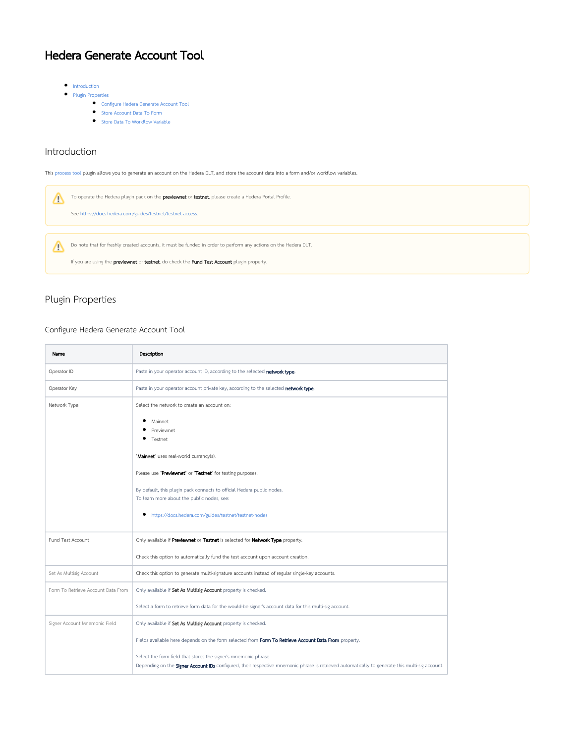# Hedera Generate Account Tool

- Introduction
- Plugin Properties
  - Configure Hedera Generate Account Tool
  - Store Account Data To Form
  - Store Data To Workflow Variable

## Introduction

This process tool plugin allows you to generate an account on the Hedera DLT, and store the account data into a form and/or workflow variables.

> To operate the Hedera plugin pack on the **previewnet** or **testnet**, please create a Hedera Portal Profile.
>
> See https://docs.hedera.com/guides/testnet/testnet-access.

> Do note that for freshly created accounts, it must be funded in order to perform any actions on the Hedera DLT.
>
> If you are using the **previewnet** or **testnet**, do check the **Fund Test Account** plugin property.

## Plugin Properties

### Configure Hedera Generate Account Tool

| Name | Description |
|---|---|
| Operator ID | Paste in your operator account ID, according to the selected **network type**. |
| Operator Key | Paste in your operator account private key, according to the selected **network type**. |
| Network Type | Select the network to create an account on:<br><ul><li>Mainnet</li><li>Previewnet</li><li>Testnet</li></ul>"**Mainnet**" uses real-world currency(s).<br><br>Please use "**Previewnet**" or "**Testnet**" for testing purposes.<br><br>By default, this plugin pack connects to official Hedera public nodes.<br>To learn more about the public nodes, see:<br><ul><li>https://docs.hedera.com/guides/testnet/testnet-nodes</li></ul> |
| Fund Test Account | Only available if **Previewnet** or **Testnet** is selected for **Network Type** property.<br><br>Check this option to automatically fund the test account upon account creation. |
| Set As Multisig Account | Check this option to generate multi-signature accounts instead of regular single-key accounts. |
| Form To Retrieve Account Data From | Only available if **Set As Multisig Account** property is checked.<br><br>Select a form to retrieve form data for the would-be signer's account data for this multi-sig account. |
| Signer Account Mnemonic Field | Only available if **Set As Multisig Account** property is checked.<br><br>Fields available here depends on the form selected from **Form To Retrieve Account Data From** property.<br><br>Select the form field that stores the signer's mnemonic phrase.<br>Depending on the **Signer Account IDs** configured, their respective mnemonic phrase is retrieved automatically to generate this multi-sig account. |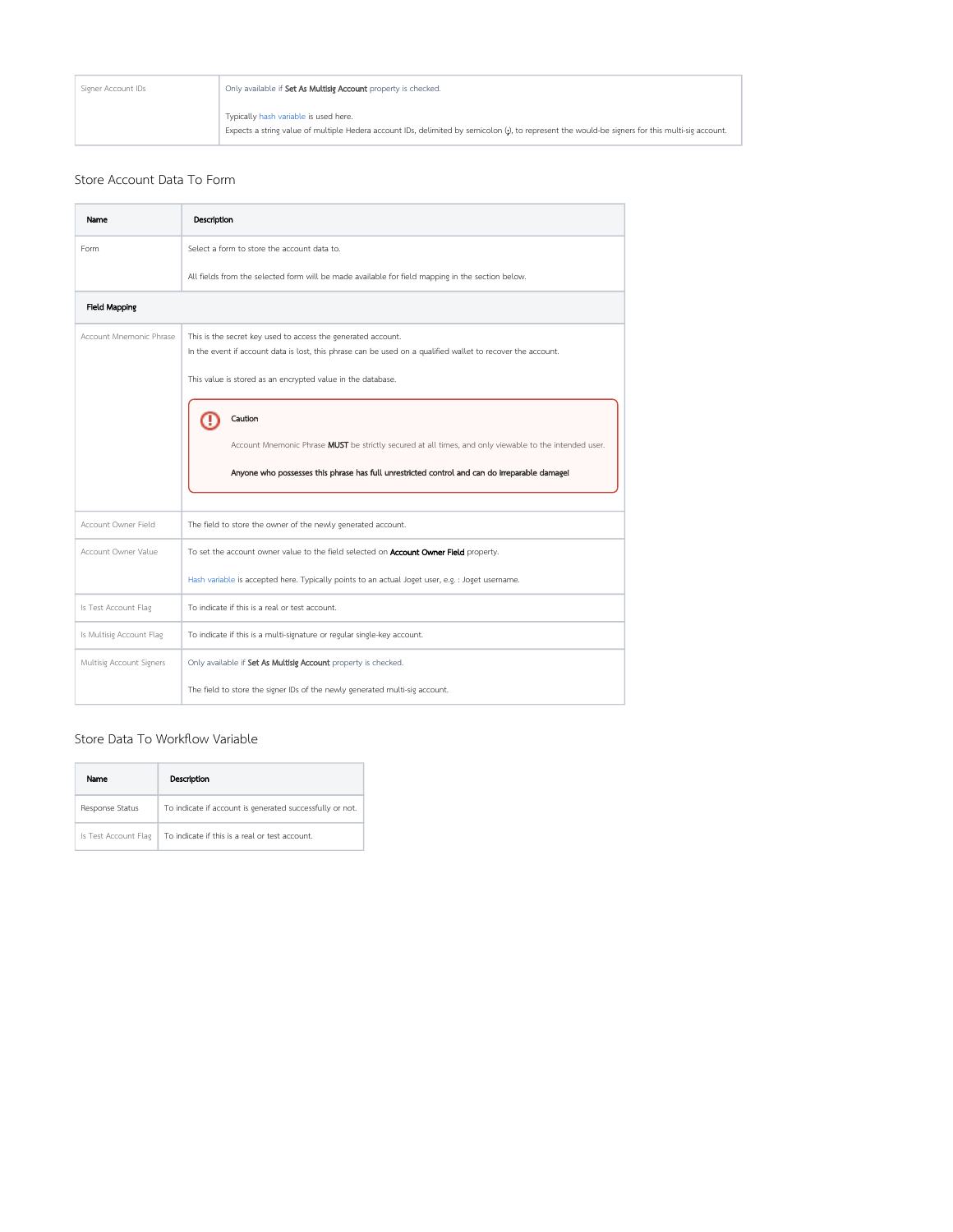| | |
|---|---|
| Signer Account IDs | Only available if **Set As Multisig Account** property is checked.<br><br>Typically hash variable is used here.<br>Expects a string value of multiple Hedera account IDs, delimited by semicolon (**;**), to represent the would-be signers for this multi-sig account. |

### Store Account Data To Form

| Name | Description |
|---|---|
| Form | Select a form to store the account data to.<br><br>All fields from the selected form will be made available for field mapping in the section below. |
| **Field Mapping** | |
| Account Mnemonic Phrase | This is the secret key used to access the generated account.<br>In the event if account data is lost, this phrase can be used on a qualified wallet to recover the account.<br><br>This value is stored as an encrypted value in the database.<br><br>**Caution**<br><br>Account Mnemonic Phrase **MUST** be strictly secured at all times, and only viewable to the intended user.<br><br>**Anyone who possesses this phrase has full unrestricted control and can do irreparable damage!** |
| Account Owner Field | The field to store the owner of the newly generated account. |
| Account Owner Value | To set the account owner value to the field selected on **Account Owner Field** property.<br><br>Hash variable is accepted here. Typically points to an actual Joget user, e.g. : Joget username. |
| Is Test Account Flag | To indicate if this is a real or test account. |
| Is Multisig Account Flag | To indicate if this is a multi-signature or regular single-key account. |
| Multisig Account Signers | Only available if **Set As Multisig Account** property is checked.<br><br>The field to store the signer IDs of the newly generated multi-sig account. |

### Store Data To Workflow Variable

| Name | Description |
|---|---|
| Response Status | To indicate if account is generated successfully or not. |
| Is Test Account Flag | To indicate if this is a real or test account. |